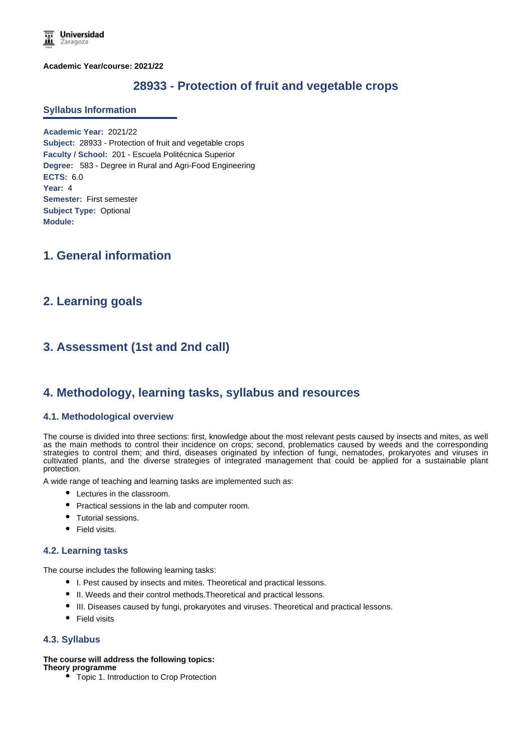**Academic Year/course: 2021/22**

# 28933 - Protection of fruit and vegetable crops

## Syllabus Information

**Academic Year:** 2021/22
**Subject:** 28933 - Protection of fruit and vegetable crops
**Faculty / School:** 201 - Escuela Politécnica Superior
**Degree:** 583 - Degree in Rural and Agri-Food Engineering
**ECTS:** 6.0
**Year:** 4
**Semester:** First semester
**Subject Type:** Optional
**Module:**

## 1. General information

## 2. Learning goals

## 3. Assessment (1st and 2nd call)

## 4. Methodology, learning tasks, syllabus and resources

### 4.1. Methodological overview

The course is divided into three sections: first, knowledge about the most relevant pests caused by insects and mites, as well as the main methods to control their incidence on crops; second, problematics caused by weeds and the corresponding strategies to control them; and third, diseases originated by infection of fungi, nematodes, prokaryotes and viruses in cultivated plants, and the diverse strategies of integrated management that could be applied for a sustainable plant protection.

A wide range of teaching and learning tasks are implemented such as:

- Lectures in the classroom.
- Practical sessions in the lab and computer room.
- Tutorial sessions.
- Field visits.

### 4.2. Learning tasks

The course includes the following learning tasks:

- I. Pest caused by insects and mites. Theoretical and practical lessons.
- II. Weeds and their control methods.Theoretical and practical lessons.
- III. Diseases caused by fungi, prokaryotes and viruses. Theoretical and practical lessons.
- Field visits

### 4.3. Syllabus

**The course will address the following topics:**
**Theory programme**

- Topic 1. Introduction to Crop Protection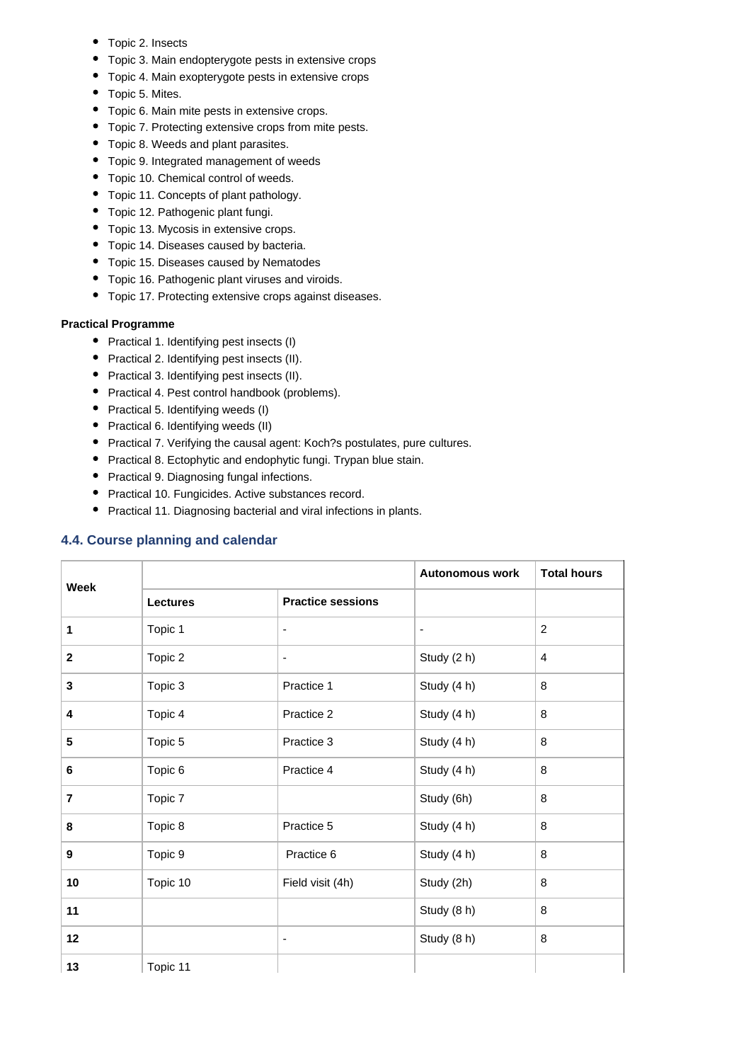- Topic 2. Insects
- Topic 3. Main endopterygote pests in extensive crops
- Topic 4. Main exopterygote pests in extensive crops
- Topic 5. Mites.
- Topic 6. Main mite pests in extensive crops.
- Topic 7. Protecting extensive crops from mite pests.
- Topic 8. Weeds and plant parasites.
- Topic 9. Integrated management of weeds
- Topic 10. Chemical control of weeds.
- Topic 11. Concepts of plant pathology.
- Topic 12. Pathogenic plant fungi.
- Topic 13. Mycosis in extensive crops.
- Topic 14. Diseases caused by bacteria.
- Topic 15. Diseases caused by Nematodes
- Topic 16. Pathogenic plant viruses and viroids.
- Topic 17. Protecting extensive crops against diseases.

**Practical Programme**

- Practical 1. Identifying pest insects (I)
- Practical 2. Identifying pest insects (II).
- Practical 3. Identifying pest insects (II).
- Practical 4. Pest control handbook (problems).
- Practical 5. Identifying weeds (I)
- Practical 6. Identifying weeds (II)
- Practical 7. Verifying the causal agent: Koch?s postulates, pure cultures.
- Practical 8. Ectophytic and endophytic fungi. Trypan blue stain.
- Practical 9. Diagnosing fungal infections.
- Practical 10. Fungicides. Active substances record.
- Practical 11. Diagnosing bacterial and viral infections in plants.

## 4.4. Course planning and calendar

| Week | | | Autonomous work | Total hours |
|---|---|---|---|---|
| | Lectures | Practice sessions | | |
| 1 | Topic 1 | - | - | 2 |
| 2 | Topic 2 | - | Study (2 h) | 4 |
| 3 | Topic 3 | Practice 1 | Study (4 h) | 8 |
| 4 | Topic 4 | Practice 2 | Study (4 h) | 8 |
| 5 | Topic 5 | Practice 3 | Study (4 h) | 8 |
| 6 | Topic 6 | Practice 4 | Study (4 h) | 8 |
| 7 | Topic 7 | | Study (6h) | 8 |
| 8 | Topic 8 | Practice 5 | Study (4 h) | 8 |
| 9 | Topic 9 | Practice 6 | Study (4 h) | 8 |
| 10 | Topic 10 | Field visit (4h) | Study (2h) | 8 |
| 11 | | | Study (8 h) | 8 |
| 12 | | - | Study (8 h) | 8 |
| 13 | Topic 11 | | | |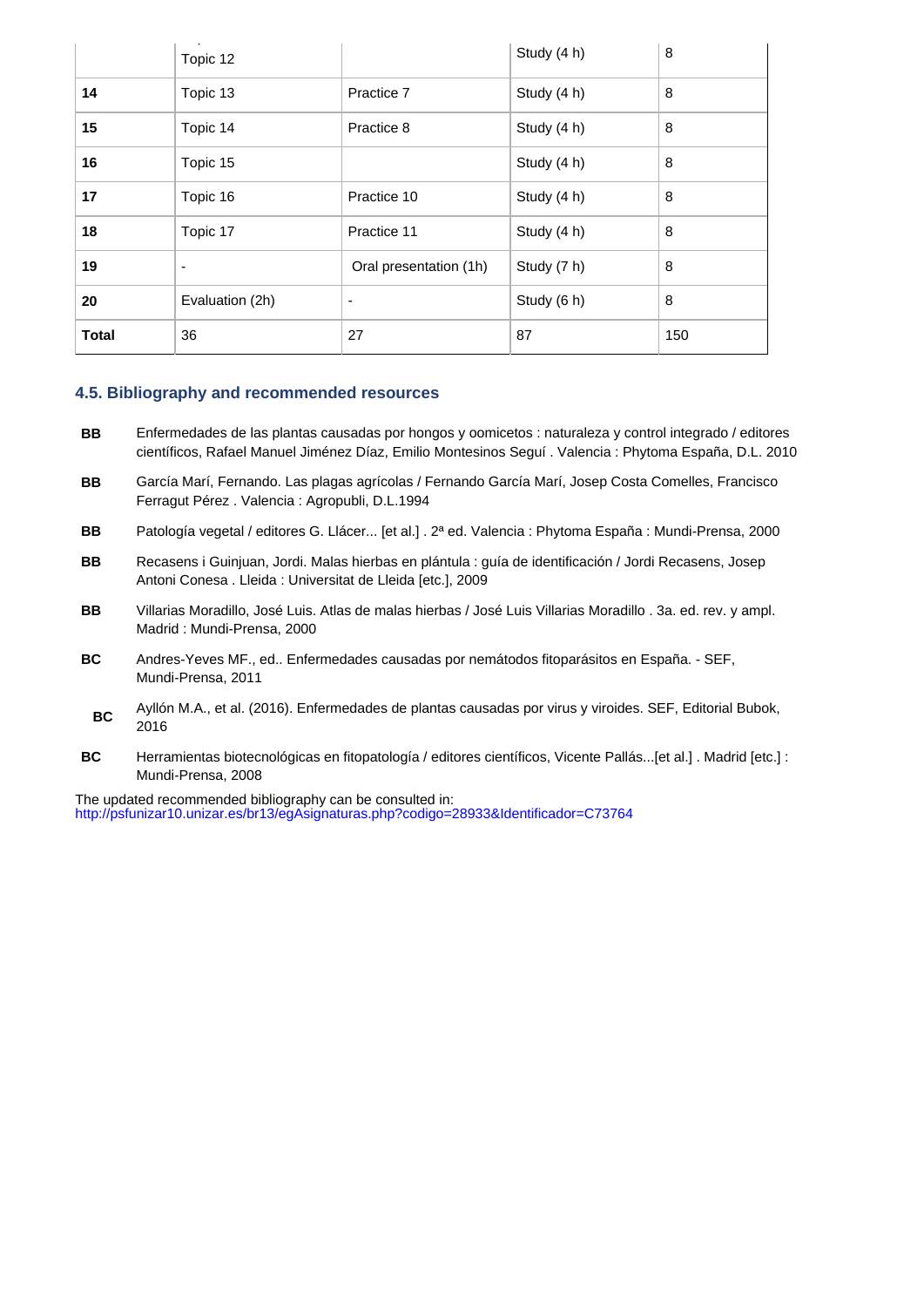| | | | | |
|---|---|---|---|---|
| | Topic 12 | | Study (4 h) | 8 |
| **14** | Topic 13 | Practice 7 | Study (4 h) | 8 |
| **15** | Topic 14 | Practice 8 | Study (4 h) | 8 |
| **16** | Topic 15 | | Study (4 h) | 8 |
| **17** | Topic 16 | Practice 10 | Study (4 h) | 8 |
| **18** | Topic 17 | Practice 11 | Study (4 h) | 8 |
| **19** | - | Oral presentation (1h) | Study (7 h) | 8 |
| **20** | Evaluation (2h) | - | Study (6 h) | 8 |
| **Total** | 36 | 27 | 87 | 150 |

### 4.5. Bibliography and recommended resources

| | |
|---|---|
| **BB** | Enfermedades de las plantas causadas por hongos y oomicetos : naturaleza y control integrado / editores científicos, Rafael Manuel Jiménez Díaz, Emilio Montesinos Seguí . Valencia : Phytoma España, D.L. 2010 |
| **BB** | García Marí, Fernando. Las plagas agrícolas / Fernando García Marí, Josep Costa Comelles, Francisco Ferragut Pérez . Valencia : Agropubli, D.L.1994 |
| **BB** | Patología vegetal / editores G. Llácer... [et al.] . 2ª ed. Valencia : Phytoma España : Mundi-Prensa, 2000 |
| **BB** | Recasens i Guinjuan, Jordi. Malas hierbas en plántula : guía de identificación / Jordi Recasens, Josep Antoni Conesa . Lleida : Universitat de Lleida [etc.], 2009 |
| **BB** | Villarias Moradillo, José Luis. Atlas de malas hierbas / José Luis Villarias Moradillo . 3a. ed. rev. y ampl. Madrid : Mundi-Prensa, 2000 |
| **BC** | Andres-Yeves MF., ed.. Enfermedades causadas por nemátodos fitoparásitos en España. - SEF, Mundi-Prensa, 2011 |
| **BC** | Ayllón M.A., et al. (2016). Enfermedades de plantas causadas por virus y viroides. SEF, Editorial Bubok, 2016 |
| **BC** | Herramientas biotecnológicas en fitopatología / editores científicos, Vicente Pallás...[et al.] . Madrid [etc.] : Mundi-Prensa, 2008 |

The updated recommended bibliography can be consulted in:
http://psfunizar10.unizar.es/br13/egAsignaturas.php?codigo=28933&Identificador=C73764